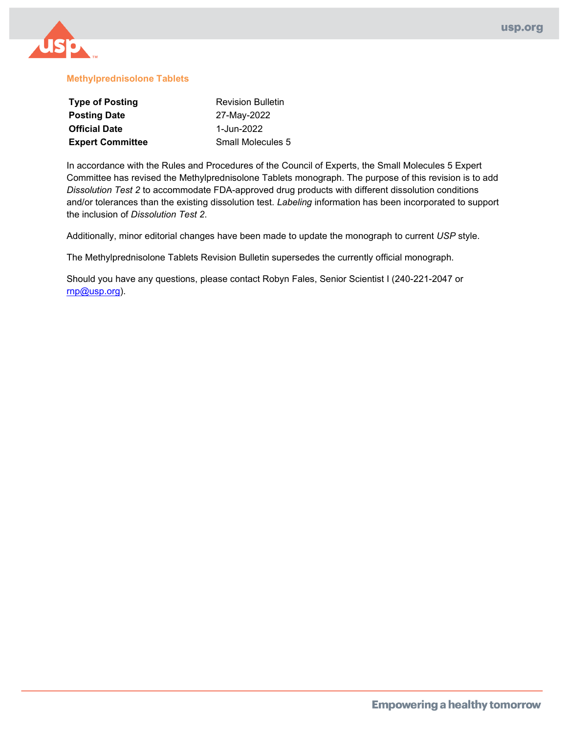# Methylprednisolone Tablets

| | |
|---|---|
| **Type of Posting** | Revision Bulletin |
| **Posting Date** | 27-May-2022 |
| **Official Date** | 1-Jun-2022 |
| **Expert Committee** | Small Molecules 5 |

In accordance with the Rules and Procedures of the Council of Experts, the Small Molecules 5 Expert Committee has revised the Methylprednisolone Tablets monograph. The purpose of this revision is to add *Dissolution Test 2* to accommodate FDA-approved drug products with different dissolution conditions and/or tolerances than the existing dissolution test. *Labeling* information has been incorporated to support the inclusion of *Dissolution Test 2*.

Additionally, minor editorial changes have been made to update the monograph to current *USP* style.

The Methylprednisolone Tablets Revision Bulletin supersedes the currently official monograph.

Should you have any questions, please contact Robyn Fales, Senior Scientist I (240-221-2047 or rnp@usp.org).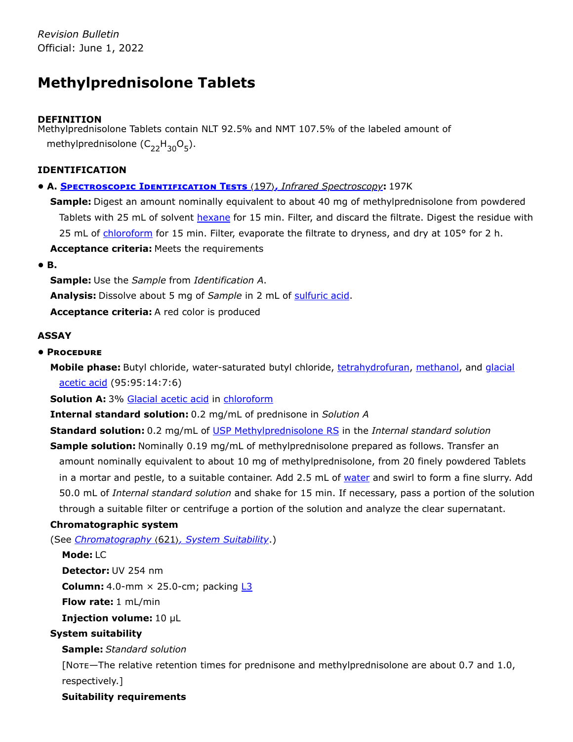*Revision Bulletin*
Official: June 1, 2022

# Methylprednisolone Tablets

**DEFINITION**

Methylprednisolone Tablets contain NLT 92.5% and NMT 107.5% of the labeled amount of methylprednisolone ($C_{22}H_{30}O_5$).

**IDENTIFICATION**

- **A. Spectroscopic Identification Tests ⟨197⟩, *Infrared Spectroscopy*:** 197K

  **Sample:** Digest an amount nominally equivalent to about 40 mg of methylprednisolone from powdered Tablets with 25 mL of solvent hexane for 15 min. Filter, and discard the filtrate. Digest the residue with 25 mL of chloroform for 15 min. Filter, evaporate the filtrate to dryness, and dry at 105° for 2 h.

  **Acceptance criteria:** Meets the requirements

- **B.**

  **Sample:** Use the *Sample* from *Identification A*.

  **Analysis:** Dissolve about 5 mg of *Sample* in 2 mL of sulfuric acid.

  **Acceptance criteria:** A red color is produced

**ASSAY**

- **Procedure**

  **Mobile phase:** Butyl chloride, water-saturated butyl chloride, tetrahydrofuran, methanol, and glacial acetic acid (95:95:14:7:6)

  **Solution A:** 3% Glacial acetic acid in chloroform

  **Internal standard solution:** 0.2 mg/mL of prednisone in *Solution A*

  **Standard solution:** 0.2 mg/mL of USP Methylprednisolone RS in the *Internal standard solution*

  **Sample solution:** Nominally 0.19 mg/mL of methylprednisolone prepared as follows. Transfer an amount nominally equivalent to about 10 mg of methylprednisolone, from 20 finely powdered Tablets in a mortar and pestle, to a suitable container. Add 2.5 mL of water and swirl to form a fine slurry. Add 50.0 mL of *Internal standard solution* and shake for 15 min. If necessary, pass a portion of the solution through a suitable filter or centrifuge a portion of the solution and analyze the clear supernatant.

  **Chromatographic system**

  (See *Chromatography ⟨621⟩, System Suitability*.)

  **Mode:** LC

  **Detector:** UV 254 nm

  **Column:** 4.0-mm × 25.0-cm; packing L3

  **Flow rate:** 1 mL/min

  **Injection volume:** 10 µL

  **System suitability**

  **Sample:** *Standard solution*

  [Note—The relative retention times for prednisone and methylprednisolone are about 0.7 and 1.0, respectively.]

  **Suitability requirements**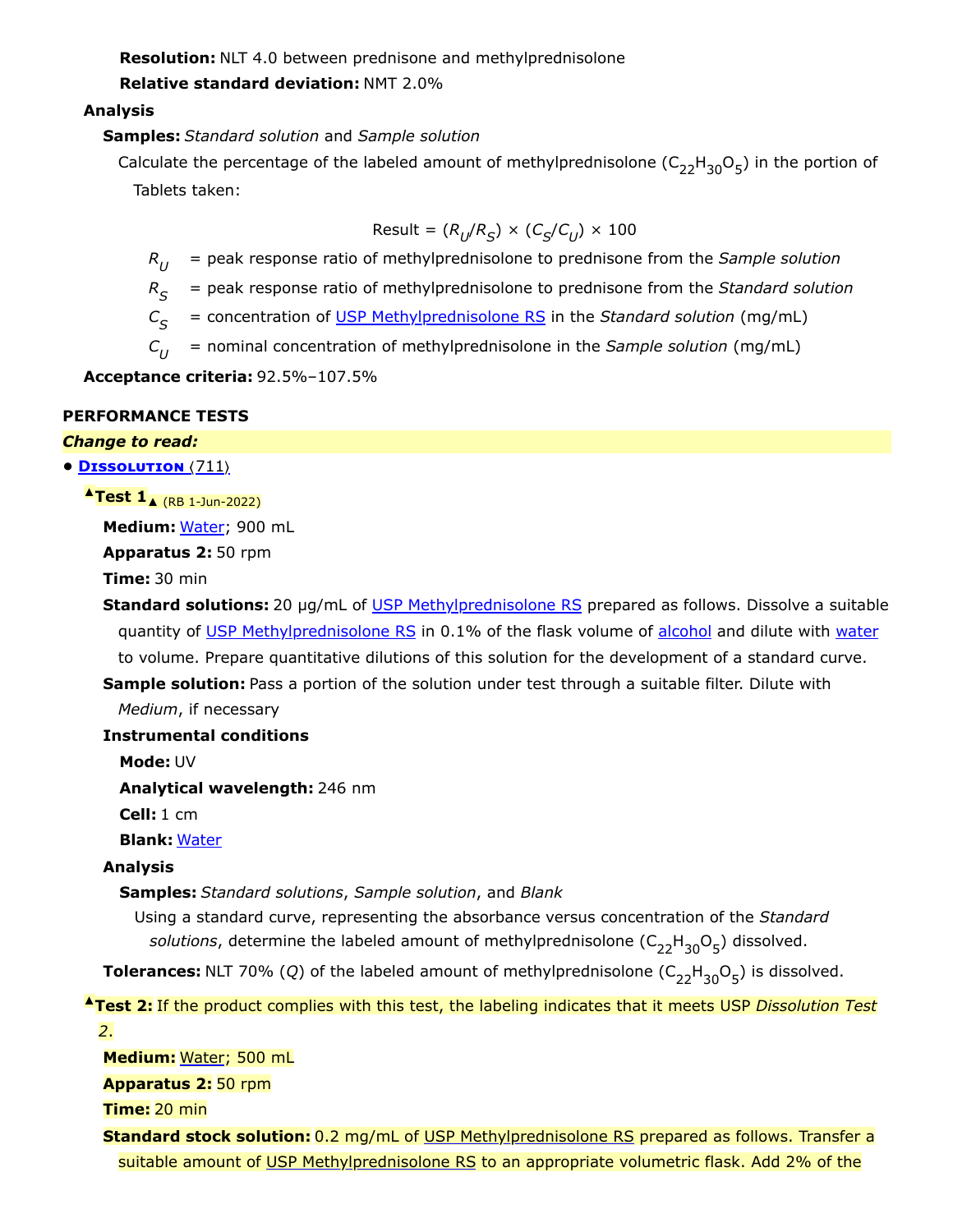**Resolution:** NLT 4.0 between prednisone and methylprednisolone

**Relative standard deviation:** NMT 2.0%

**Analysis**

**Samples:** *Standard solution* and *Sample solution*

Calculate the percentage of the labeled amount of methylprednisolone ($C_{22}H_{30}O_5$) in the portion of Tablets taken:

$$\text{Result} = (R_U/R_S) \times (C_S/C_U) \times 100$$

$R_U$ = peak response ratio of methylprednisolone to prednisone from the *Sample solution*

$R_S$ = peak response ratio of methylprednisolone to prednisone from the *Standard solution*

$C_S$ = concentration of USP Methylprednisolone RS in the *Standard solution* (mg/mL)

$C_U$ = nominal concentration of methylprednisolone in the *Sample solution* (mg/mL)

**Acceptance criteria:** 92.5%–107.5%

**PERFORMANCE TESTS**

***Change to read:***

- **Dissolution** ⟨711⟩

▲**Test 1**▲ (RB 1-Jun-2022)

**Medium:** Water; 900 mL

**Apparatus 2:** 50 rpm

**Time:** 30 min

**Standard solutions:** 20 µg/mL of USP Methylprednisolone RS prepared as follows. Dissolve a suitable quantity of USP Methylprednisolone RS in 0.1% of the flask volume of alcohol and dilute with water to volume. Prepare quantitative dilutions of this solution for the development of a standard curve.

**Sample solution:** Pass a portion of the solution under test through a suitable filter. Dilute with *Medium*, if necessary

**Instrumental conditions**

**Mode:** UV

**Analytical wavelength:** 246 nm

**Cell:** 1 cm

**Blank:** Water

**Analysis**

**Samples:** *Standard solutions*, *Sample solution*, and *Blank*

Using a standard curve, representing the absorbance versus concentration of the *Standard solutions*, determine the labeled amount of methylprednisolone ($C_{22}H_{30}O_5$) dissolved.

**Tolerances:** NLT 70% (*Q*) of the labeled amount of methylprednisolone ($C_{22}H_{30}O_5$) is dissolved.

▲**Test 2:** If the product complies with this test, the labeling indicates that it meets USP *Dissolution Test 2*.

**Medium:** Water; 500 mL

**Apparatus 2:** 50 rpm

**Time:** 20 min

**Standard stock solution:** 0.2 mg/mL of USP Methylprednisolone RS prepared as follows. Transfer a suitable amount of USP Methylprednisolone RS to an appropriate volumetric flask. Add 2% of the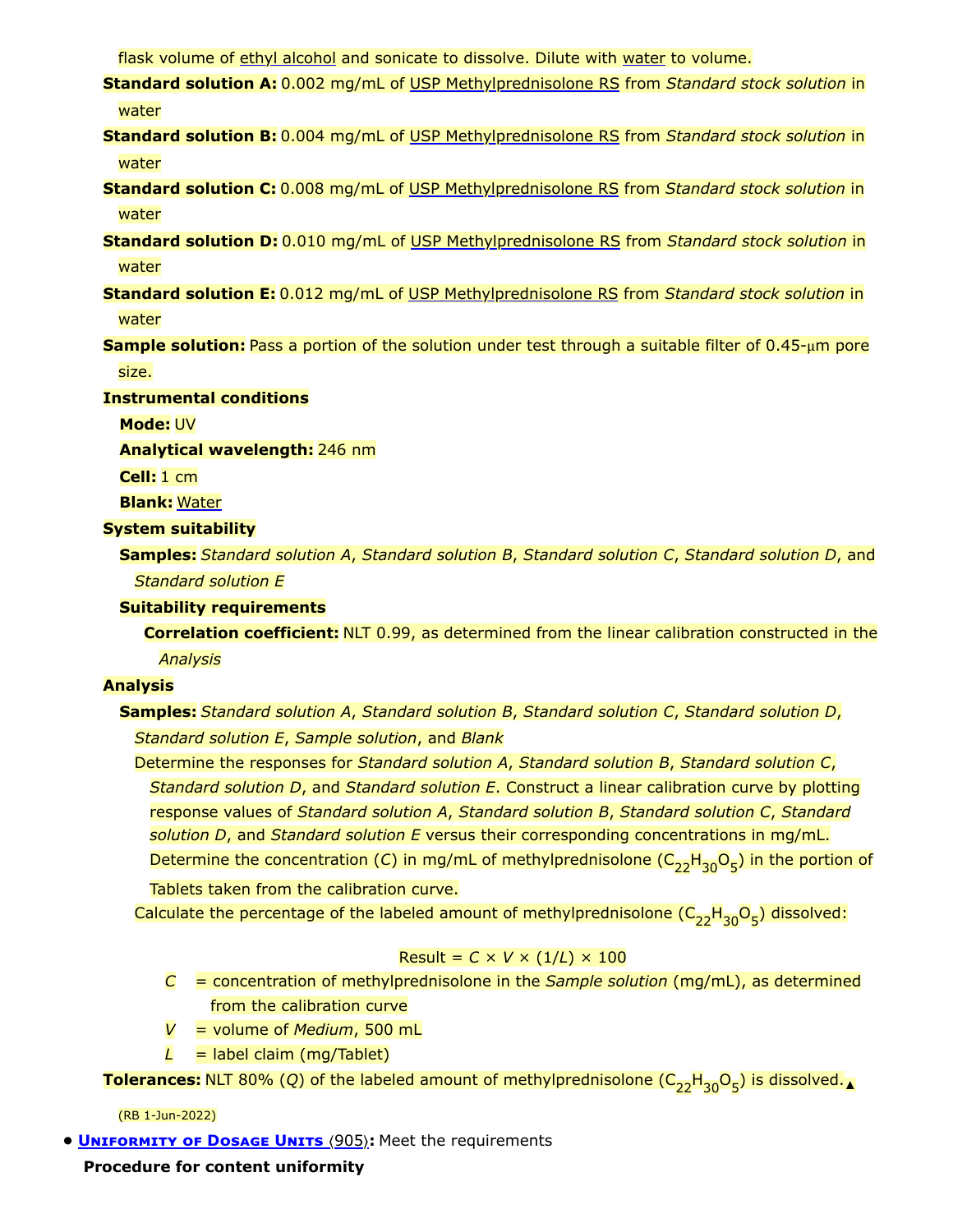flask volume of ethyl alcohol and sonicate to dissolve. Dilute with water to volume.

**Standard solution A:** 0.002 mg/mL of USP Methylprednisolone RS from *Standard stock solution* in water

**Standard solution B:** 0.004 mg/mL of USP Methylprednisolone RS from *Standard stock solution* in water

**Standard solution C:** 0.008 mg/mL of USP Methylprednisolone RS from *Standard stock solution* in water

**Standard solution D:** 0.010 mg/mL of USP Methylprednisolone RS from *Standard stock solution* in water

**Standard solution E:** 0.012 mg/mL of USP Methylprednisolone RS from *Standard stock solution* in water

**Sample solution:** Pass a portion of the solution under test through a suitable filter of 0.45-µm pore size.

**Instrumental conditions**

**Mode:** UV

**Analytical wavelength:** 246 nm

**Cell:** 1 cm

**Blank:** Water

**System suitability**

**Samples:** *Standard solution A*, *Standard solution B*, *Standard solution C*, *Standard solution D*, and *Standard solution E*

**Suitability requirements**

**Correlation coefficient:** NLT 0.99, as determined from the linear calibration constructed in the *Analysis*

**Analysis**

**Samples:** *Standard solution A*, *Standard solution B*, *Standard solution C*, *Standard solution D*, *Standard solution E*, *Sample solution*, and *Blank*

Determine the responses for *Standard solution A*, *Standard solution B*, *Standard solution C*, *Standard solution D*, and *Standard solution E*. Construct a linear calibration curve by plotting response values of *Standard solution A*, *Standard solution B*, *Standard solution C*, *Standard solution D*, and *Standard solution E* versus their corresponding concentrations in mg/mL. Determine the concentration ($C$) in mg/mL of methylprednisolone ($C_{22}H_{30}O_5$) in the portion of Tablets taken from the calibration curve.

Calculate the percentage of the labeled amount of methylprednisolone ($C_{22}H_{30}O_5$) dissolved:

$$\text{Result} = C \times V \times (1/L) \times 100$$

$C$ = concentration of methylprednisolone in the *Sample solution* (mg/mL), as determined from the calibration curve

$V$ = volume of *Medium*, 500 mL

$L$ = label claim (mg/Tablet)

**Tolerances:** NLT 80% ($Q$) of the labeled amount of methylprednisolone ($C_{22}H_{30}O_5$) is dissolved.▲

(RB 1-Jun-2022)

- **Uniformity of Dosage Units ⟨905⟩:** Meet the requirements

**Procedure for content uniformity**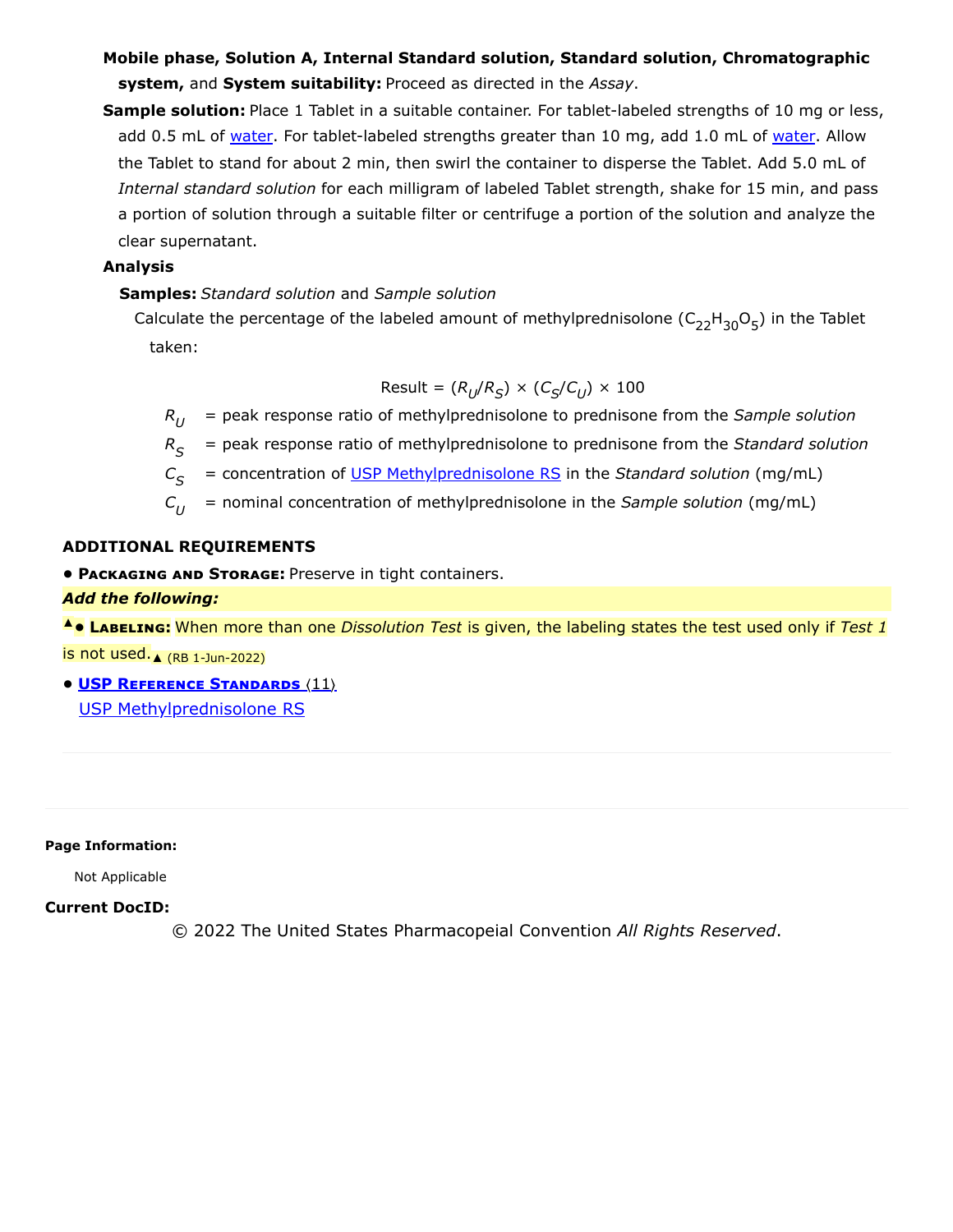**Mobile phase, Solution A, Internal Standard solution, Standard solution, Chromatographic system,** and **System suitability:** Proceed as directed in the *Assay*.

**Sample solution:** Place 1 Tablet in a suitable container. For tablet-labeled strengths of 10 mg or less, add 0.5 mL of water. For tablet-labeled strengths greater than 10 mg, add 1.0 mL of water. Allow the Tablet to stand for about 2 min, then swirl the container to disperse the Tablet. Add 5.0 mL of *Internal standard solution* for each milligram of labeled Tablet strength, shake for 15 min, and pass a portion of solution through a suitable filter or centrifuge a portion of the solution and analyze the clear supernatant.

**Analysis**

**Samples:** *Standard solution* and *Sample solution*

Calculate the percentage of the labeled amount of methylprednisolone ($C_{22}H_{30}O_5$) in the Tablet taken:

$$\text{Result} = (R_U/R_S) \times (C_S/C_U) \times 100$$

$R_U$ = peak response ratio of methylprednisolone to prednisone from the *Sample solution*

$R_S$ = peak response ratio of methylprednisolone to prednisone from the *Standard solution*

$C_S$ = concentration of USP Methylprednisolone RS in the *Standard solution* (mg/mL)

$C_U$ = nominal concentration of methylprednisolone in the *Sample solution* (mg/mL)

## ADDITIONAL REQUIREMENTS

- **Packaging and Storage:** Preserve in tight containers.

***Add the following:***

- ▲**Labeling:** When more than one *Dissolution Test* is given, the labeling states the test used only if *Test 1* is not used.▲ (RB 1-Jun-2022)

- **USP Reference Standards** ⟨11⟩
  USP Methylprednisolone RS

**Page Information:**

Not Applicable

**Current DocID:**

© 2022 The United States Pharmacopeial Convention *All Rights Reserved*.